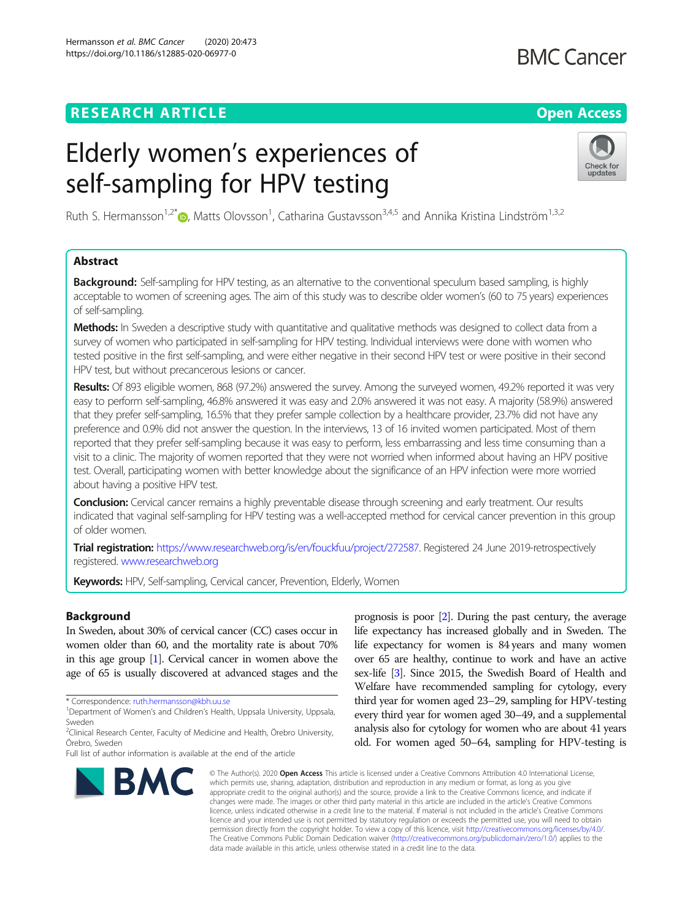RESEARCH ARTICLE

Open Access

# Elderly women's experiences of self-sampling for HPV testing

Ruth S. Hermansson[1,2*], Matts Olovsson[1], Catharina Gustavsson[3,4,5] and Annika Kristina Lindström[1,3,2]

## Abstract

**Background:** Self-sampling for HPV testing, as an alternative to the conventional speculum based sampling, is highly acceptable to women of screening ages. The aim of this study was to describe older women's (60 to 75 years) experiences of self-sampling.

**Methods:** In Sweden a descriptive study with quantitative and qualitative methods was designed to collect data from a survey of women who participated in self-sampling for HPV testing. Individual interviews were done with women who tested positive in the first self-sampling, and were either negative in their second HPV test or were positive in their second HPV test, but without precancerous lesions or cancer.

**Results:** Of 893 eligible women, 868 (97.2%) answered the survey. Among the surveyed women, 49.2% reported it was very easy to perform self-sampling, 46.8% answered it was easy and 2.0% answered it was not easy. A majority (58.9%) answered that they prefer self-sampling, 16.5% that they prefer sample collection by a healthcare provider, 23.7% did not have any preference and 0.9% did not answer the question. In the interviews, 13 of 16 invited women participated. Most of them reported that they prefer self-sampling because it was easy to perform, less embarrassing and less time consuming than a visit to a clinic. The majority of women reported that they were not worried when informed about having an HPV positive test. Overall, participating women with better knowledge about the significance of an HPV infection were more worried about having a positive HPV test.

**Conclusion:** Cervical cancer remains a highly preventable disease through screening and early treatment. Our results indicated that vaginal self-sampling for HPV testing was a well-accepted method for cervical cancer prevention in this group of older women.

**Trial registration:** https://www.researchweb.org/is/en/fouckfuu/project/272587. Registered 24 June 2019-retrospectively registered. www.researchweb.org

**Keywords:** HPV, Self-sampling, Cervical cancer, Prevention, Elderly, Women

## Background

In Sweden, about 30% of cervical cancer (CC) cases occur in women older than 60, and the mortality rate is about 70% in this age group [1]. Cervical cancer in women above the age of 65 is usually discovered at advanced stages and the prognosis is poor [2]. During the past century, the average life expectancy has increased globally and in Sweden. The life expectancy for women is 84 years and many women over 65 are healthy, continue to work and have an active sex-life [3]. Since 2015, the Swedish Board of Health and Welfare have recommended sampling for cytology, every third year for women aged 23–29, sampling for HPV-testing every third year for women aged 30–49, and a supplemental analysis also for cytology for women who are about 41 years old. For women aged 50–64, sampling for HPV-testing is

* Correspondence: ruth.hermansson@kbh.uu.se
[1]Department of Women's and Children's Health, Uppsala University, Uppsala, Sweden
[2]Clinical Research Center, Faculty of Medicine and Health, Örebro University, Örebro, Sweden
Full list of author information is available at the end of the article

© The Author(s). 2020 **Open Access** This article is licensed under a Creative Commons Attribution 4.0 International License, which permits use, sharing, adaptation, distribution and reproduction in any medium or format, as long as you give appropriate credit to the original author(s) and the source, provide a link to the Creative Commons licence, and indicate if changes were made. The images or other third party material in this article are included in the article's Creative Commons licence, unless indicated otherwise in a credit line to the material. If material is not included in the article's Creative Commons licence and your intended use is not permitted by statutory regulation or exceeds the permitted use, you will need to obtain permission directly from the copyright holder. To view a copy of this licence, visit http://creativecommons.org/licenses/by/4.0/. The Creative Commons Public Domain Dedication waiver (http://creativecommons.org/publicdomain/zero/1.0/) applies to the data made available in this article, unless otherwise stated in a credit line to the data.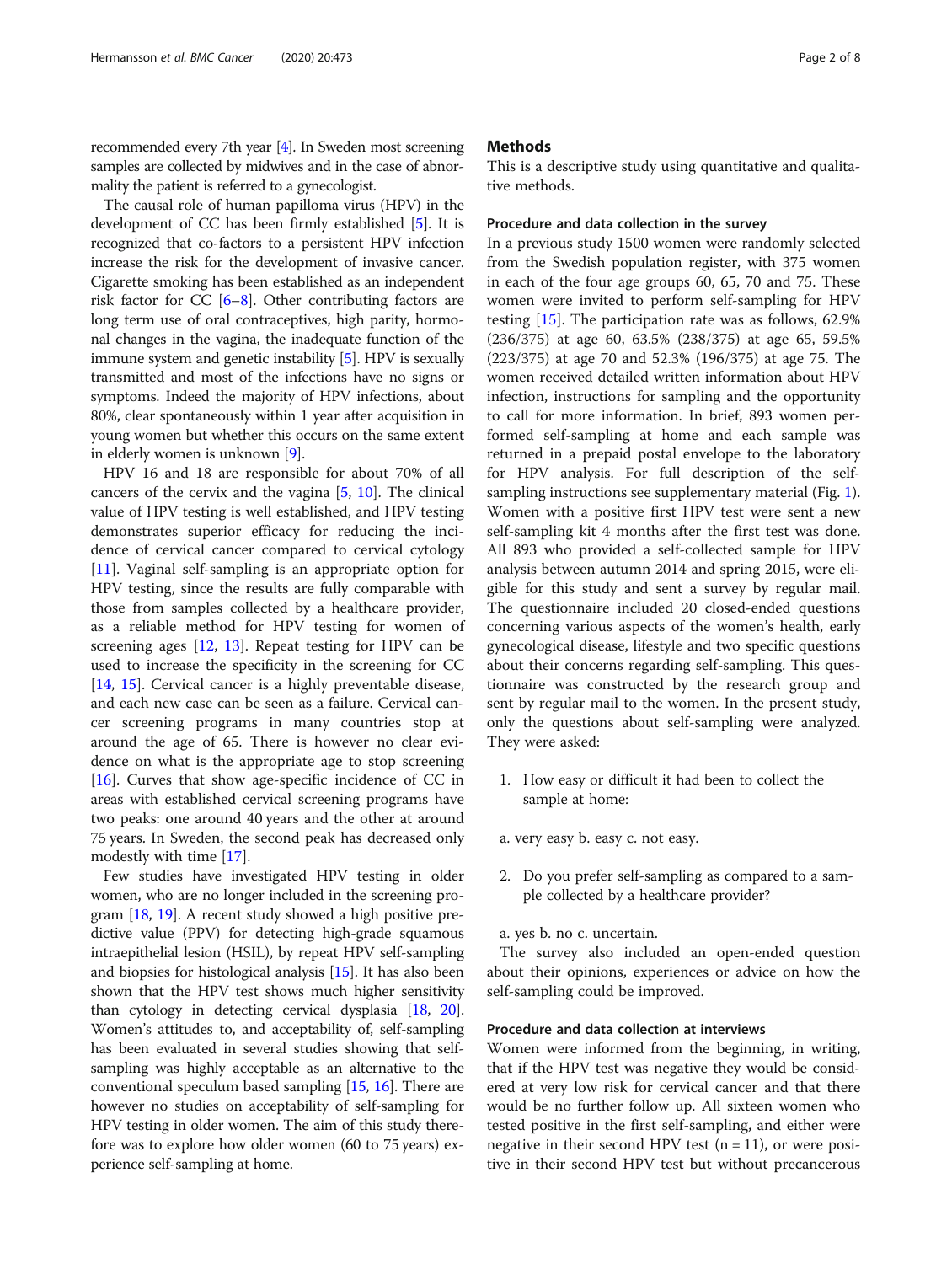recommended every 7th year [4]. In Sweden most screening samples are collected by midwives and in the case of abnormality the patient is referred to a gynecologist.

The causal role of human papilloma virus (HPV) in the development of CC has been firmly established [5]. It is recognized that co-factors to a persistent HPV infection increase the risk for the development of invasive cancer. Cigarette smoking has been established as an independent risk factor for CC [6–8]. Other contributing factors are long term use of oral contraceptives, high parity, hormonal changes in the vagina, the inadequate function of the immune system and genetic instability [5]. HPV is sexually transmitted and most of the infections have no signs or symptoms. Indeed the majority of HPV infections, about 80%, clear spontaneously within 1 year after acquisition in young women but whether this occurs on the same extent in elderly women is unknown [9].

HPV 16 and 18 are responsible for about 70% of all cancers of the cervix and the vagina [5, 10]. The clinical value of HPV testing is well established, and HPV testing demonstrates superior efficacy for reducing the incidence of cervical cancer compared to cervical cytology [11]. Vaginal self-sampling is an appropriate option for HPV testing, since the results are fully comparable with those from samples collected by a healthcare provider, as a reliable method for HPV testing for women of screening ages [12, 13]. Repeat testing for HPV can be used to increase the specificity in the screening for CC [14, 15]. Cervical cancer is a highly preventable disease, and each new case can be seen as a failure. Cervical cancer screening programs in many countries stop at around the age of 65. There is however no clear evidence on what is the appropriate age to stop screening [16]. Curves that show age-specific incidence of CC in areas with established cervical screening programs have two peaks: one around 40 years and the other at around 75 years. In Sweden, the second peak has decreased only modestly with time [17].

Few studies have investigated HPV testing in older women, who are no longer included in the screening program [18, 19]. A recent study showed a high positive predictive value (PPV) for detecting high-grade squamous intraepithelial lesion (HSIL), by repeat HPV self-sampling and biopsies for histological analysis [15]. It has also been shown that the HPV test shows much higher sensitivity than cytology in detecting cervical dysplasia [18, 20]. Women's attitudes to, and acceptability of, self-sampling has been evaluated in several studies showing that self-sampling was highly acceptable as an alternative to the conventional speculum based sampling [15, 16]. There are however no studies on acceptability of self-sampling for HPV testing in older women. The aim of this study therefore was to explore how older women (60 to 75 years) experience self-sampling at home.

## Methods

This is a descriptive study using quantitative and qualitative methods.

### Procedure and data collection in the survey

In a previous study 1500 women were randomly selected from the Swedish population register, with 375 women in each of the four age groups 60, 65, 70 and 75. These women were invited to perform self-sampling for HPV testing [15]. The participation rate was as follows, 62.9% (236/375) at age 60, 63.5% (238/375) at age 65, 59.5% (223/375) at age 70 and 52.3% (196/375) at age 75. The women received detailed written information about HPV infection, instructions for sampling and the opportunity to call for more information. In brief, 893 women performed self-sampling at home and each sample was returned in a prepaid postal envelope to the laboratory for HPV analysis. For full description of the self-sampling instructions see supplementary material (Fig. 1). Women with a positive first HPV test were sent a new self-sampling kit 4 months after the first test was done. All 893 who provided a self-collected sample for HPV analysis between autumn 2014 and spring 2015, were eligible for this study and sent a survey by regular mail. The questionnaire included 20 closed-ended questions concerning various aspects of the women's health, early gynecological disease, lifestyle and two specific questions about their concerns regarding self-sampling. This questionnaire was constructed by the research group and sent by regular mail to the women. In the present study, only the questions about self-sampling were analyzed. They were asked:

1. How easy or difficult it had been to collect the sample at home:

a. very easy b. easy c. not easy.

2. Do you prefer self-sampling as compared to a sample collected by a healthcare provider?

a. yes b. no c. uncertain.

The survey also included an open-ended question about their opinions, experiences or advice on how the self-sampling could be improved.

### Procedure and data collection at interviews

Women were informed from the beginning, in writing, that if the HPV test was negative they would be considered at very low risk for cervical cancer and that there would be no further follow up. All sixteen women who tested positive in the first self-sampling, and either were negative in their second HPV test (n = 11), or were positive in their second HPV test but without precancerous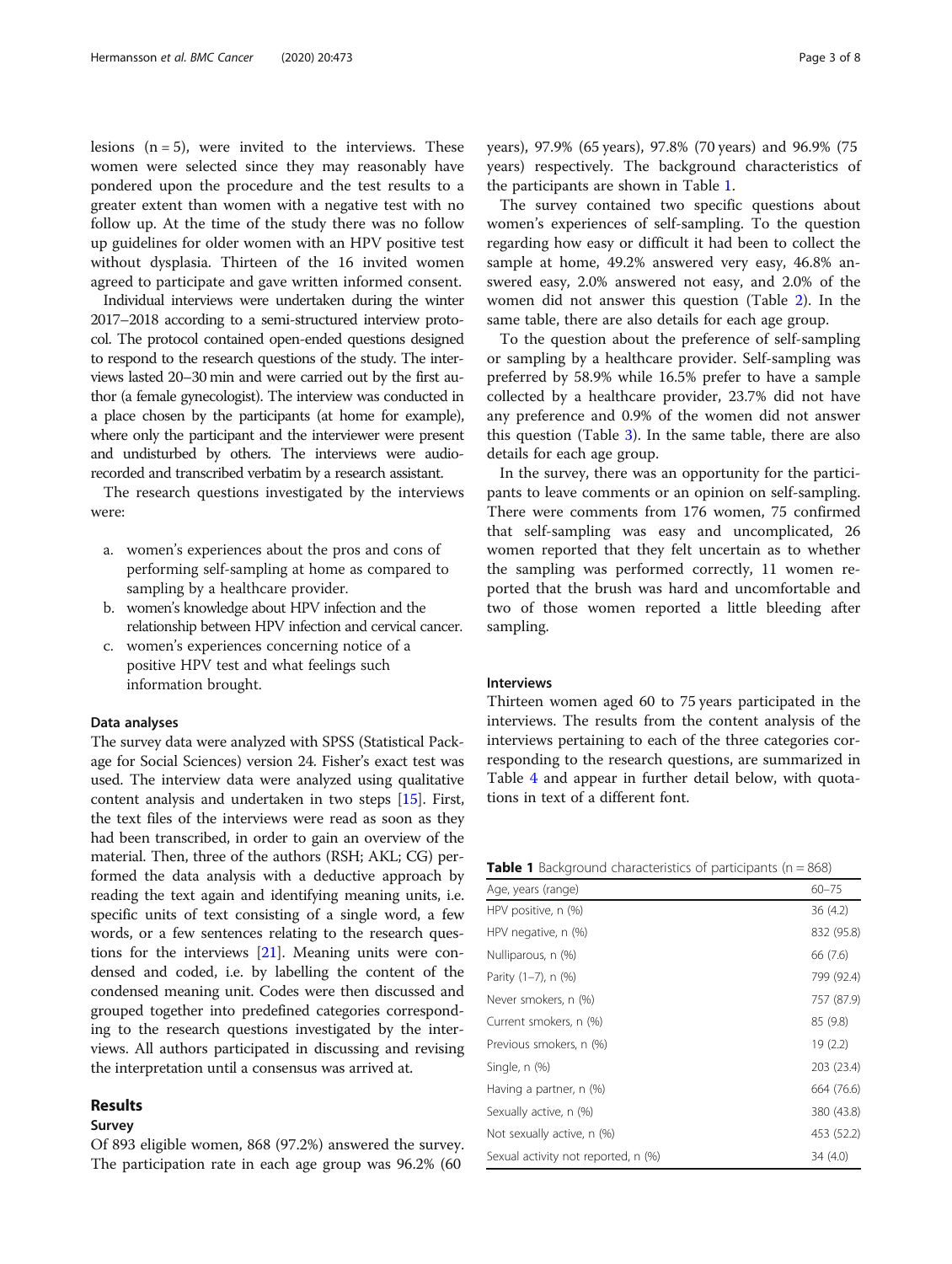lesions (n = 5), were invited to the interviews. These women were selected since they may reasonably have pondered upon the procedure and the test results to a greater extent than women with a negative test with no follow up. At the time of the study there was no follow up guidelines for older women with an HPV positive test without dysplasia. Thirteen of the 16 invited women agreed to participate and gave written informed consent.

Individual interviews were undertaken during the winter 2017–2018 according to a semi-structured interview protocol. The protocol contained open-ended questions designed to respond to the research questions of the study. The interviews lasted 20–30 min and were carried out by the first author (a female gynecologist). The interview was conducted in a place chosen by the participants (at home for example), where only the participant and the interviewer were present and undisturbed by others. The interviews were audio-recorded and transcribed verbatim by a research assistant.

The research questions investigated by the interviews were:

a. women's experiences about the pros and cons of performing self-sampling at home as compared to sampling by a healthcare provider.
b. women's knowledge about HPV infection and the relationship between HPV infection and cervical cancer.
c. women's experiences concerning notice of a positive HPV test and what feelings such information brought.

### Data analyses

The survey data were analyzed with SPSS (Statistical Package for Social Sciences) version 24. Fisher's exact test was used. The interview data were analyzed using qualitative content analysis and undertaken in two steps [15]. First, the text files of the interviews were read as soon as they had been transcribed, in order to gain an overview of the material. Then, three of the authors (RSH; AKL; CG) performed the data analysis with a deductive approach by reading the text again and identifying meaning units, i.e. specific units of text consisting of a single word, a few words, or a few sentences relating to the research questions for the interviews [21]. Meaning units were condensed and coded, i.e. by labelling the content of the condensed meaning unit. Codes were then discussed and grouped together into predefined categories corresponding to the research questions investigated by the interviews. All authors participated in discussing and revising the interpretation until a consensus was arrived at.

## Results

### Survey

Of 893 eligible women, 868 (97.2%) answered the survey. The participation rate in each age group was 96.2% (60 years), 97.9% (65 years), 97.8% (70 years) and 96.9% (75 years) respectively. The background characteristics of the participants are shown in Table 1.

The survey contained two specific questions about women's experiences of self-sampling. To the question regarding how easy or difficult it had been to collect the sample at home, 49.2% answered very easy, 46.8% answered easy, 2.0% answered not easy, and 2.0% of the women did not answer this question (Table 2). In the same table, there are also details for each age group.

To the question about the preference of self-sampling or sampling by a healthcare provider. Self-sampling was preferred by 58.9% while 16.5% prefer to have a sample collected by a healthcare provider, 23.7% did not have any preference and 0.9% of the women did not answer this question (Table 3). In the same table, there are also details for each age group.

In the survey, there was an opportunity for the participants to leave comments or an opinion on self-sampling. There were comments from 176 women, 75 confirmed that self-sampling was easy and uncomplicated, 26 women reported that they felt uncertain as to whether the sampling was performed correctly, 11 women reported that the brush was hard and uncomfortable and two of those women reported a little bleeding after sampling.

### Interviews

Thirteen women aged 60 to 75 years participated in the interviews. The results from the content analysis of the interviews pertaining to each of the three categories corresponding to the research questions, are summarized in Table 4 and appear in further detail below, with quotations in text of a different font.

**Table 1** Background characteristics of participants (n = 868)

| Age, years (range) | 60–75 |
|---|---|
| HPV positive, n (%) | 36 (4.2) |
| HPV negative, n (%) | 832 (95.8) |
| Nulliparous, n (%) | 66 (7.6) |
| Parity (1–7), n (%) | 799 (92.4) |
| Never smokers, n (%) | 757 (87.9) |
| Current smokers, n (%) | 85 (9.8) |
| Previous smokers, n (%) | 19 (2.2) |
| Single, n (%) | 203 (23.4) |
| Having a partner, n (%) | 664 (76.6) |
| Sexually active, n (%) | 380 (43.8) |
| Not sexually active, n (%) | 453 (52.2) |
| Sexual activity not reported, n (%) | 34 (4.0) |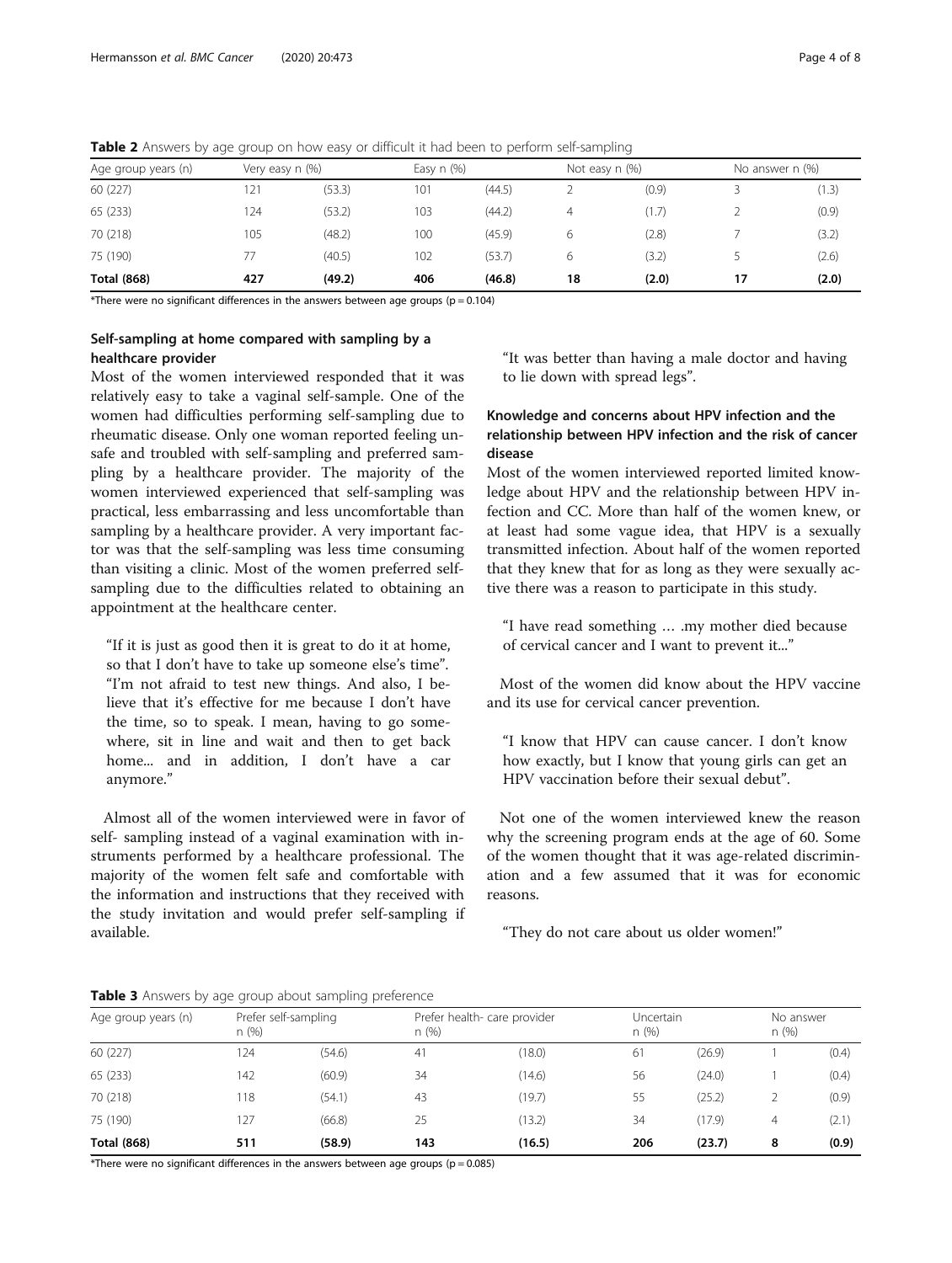**Table 2** Answers by age group on how easy or difficult it had been to perform self-sampling

| Age group years (n) | Very easy n (%) | | Easy n (%) | | Not easy n (%) | | No answer n (%) | |
|---|---|---|---|---|---|---|---|---|
| 60 (227) | 121 | (53.3) | 101 | (44.5) | 2 | (0.9) | 3 | (1.3) |
| 65 (233) | 124 | (53.2) | 103 | (44.2) | 4 | (1.7) | 2 | (0.9) |
| 70 (218) | 105 | (48.2) | 100 | (45.9) | 6 | (2.8) | 7 | (3.2) |
| 75 (190) | 77 | (40.5) | 102 | (53.7) | 6 | (3.2) | 5 | (2.6) |
| **Total (868)** | **427** | **(49.2)** | **406** | **(46.8)** | **18** | **(2.0)** | **17** | **(2.0)** |

*There were no significant differences in the answers between age groups ($p = 0.104$)

### Self-sampling at home compared with sampling by a healthcare provider

Most of the women interviewed responded that it was relatively easy to take a vaginal self-sample. One of the women had difficulties performing self-sampling due to rheumatic disease. Only one woman reported feeling unsafe and troubled with self-sampling and preferred sampling by a healthcare provider. The majority of the women interviewed experienced that self-sampling was practical, less embarrassing and less uncomfortable than sampling by a healthcare provider. A very important factor was that the self-sampling was less time consuming than visiting a clinic. Most of the women preferred self-sampling due to the difficulties related to obtaining an appointment at the healthcare center.

> "If it is just as good then it is great to do it at home, so that I don't have to take up someone else's time". "I'm not afraid to test new things. And also, I believe that it's effective for me because I don't have the time, so to speak. I mean, having to go somewhere, sit in line and wait and then to get back home... and in addition, I don't have a car anymore."

Almost all of the women interviewed were in favor of self- sampling instead of a vaginal examination with instruments performed by a healthcare professional. The majority of the women felt safe and comfortable with the information and instructions that they received with the study invitation and would prefer self-sampling if available.

> "It was better than having a male doctor and having to lie down with spread legs".

### Knowledge and concerns about HPV infection and the relationship between HPV infection and the risk of cancer disease

Most of the women interviewed reported limited knowledge about HPV and the relationship between HPV infection and CC. More than half of the women knew, or at least had some vague idea, that HPV is a sexually transmitted infection. About half of the women reported that they knew that for as long as they were sexually active there was a reason to participate in this study.

> "I have read something … .my mother died because of cervical cancer and I want to prevent it..."

Most of the women did know about the HPV vaccine and its use for cervical cancer prevention.

> "I know that HPV can cause cancer. I don't know how exactly, but I know that young girls can get an HPV vaccination before their sexual debut".

Not one of the women interviewed knew the reason why the screening program ends at the age of 60. Some of the women thought that it was age-related discrimination and a few assumed that it was for economic reasons.

> "They do not care about us older women!"

**Table 3** Answers by age group about sampling preference

| Age group years (n) | Prefer self-sampling n (%) | | Prefer health- care provider n (%) | | Uncertain n (%) | | No answer n (%) | |
|---|---|---|---|---|---|---|---|---|
| 60 (227) | 124 | (54.6) | 41 | (18.0) | 61 | (26.9) | 1 | (0.4) |
| 65 (233) | 142 | (60.9) | 34 | (14.6) | 56 | (24.0) | 1 | (0.4) |
| 70 (218) | 118 | (54.1) | 43 | (19.7) | 55 | (25.2) | 2 | (0.9) |
| 75 (190) | 127 | (66.8) | 25 | (13.2) | 34 | (17.9) | 4 | (2.1) |
| **Total (868)** | **511** | **(58.9)** | **143** | **(16.5)** | **206** | **(23.7)** | **8** | **(0.9)** |

*There were no significant differences in the answers between age groups ($p = 0.085$)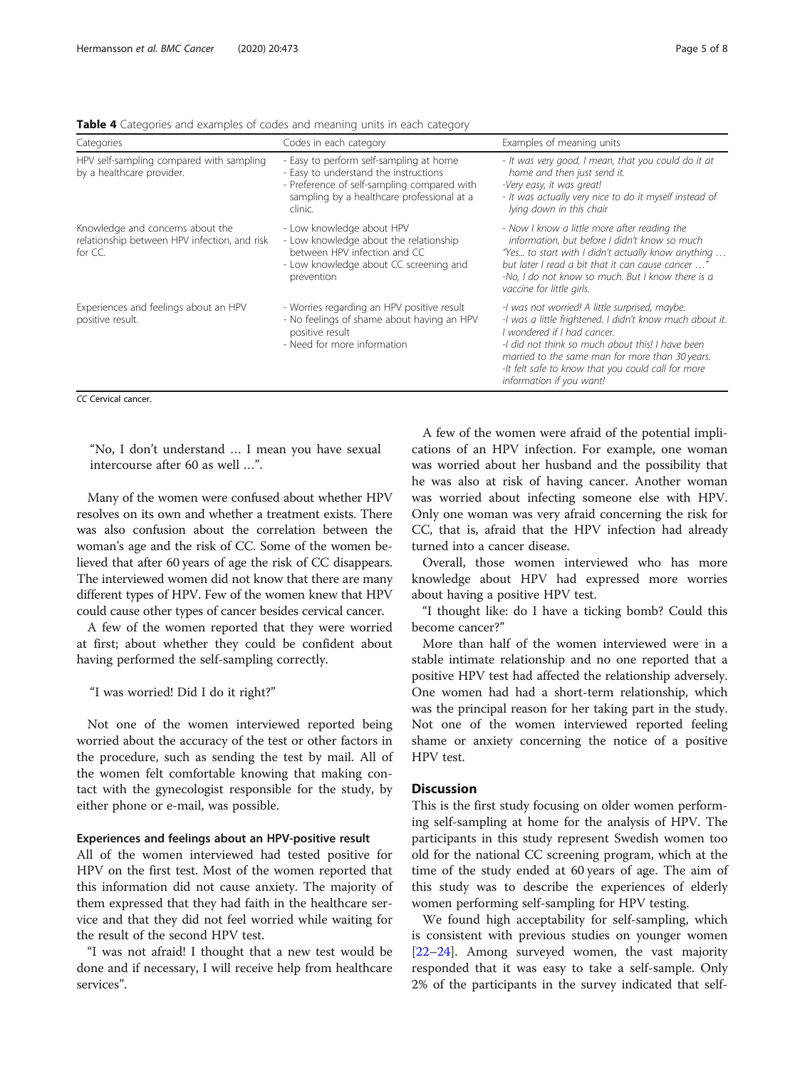**Table 4** Categories and examples of codes and meaning units in each category

| Categories | Codes in each category | Examples of meaning units |
|---|---|---|
| HPV self-sampling compared with sampling by a healthcare provider. | - Easy to perform self-sampling at home<br>- Easy to understand the instructions<br>- Preference of self-sampling compared with sampling by a healthcare professional at a clinic. | *- It was very good, I mean, that you could do it at home and then just send it.*<br>*-Very easy, it was great!*<br>*- It was actually very nice to do it myself instead of lying down in this chair* |
| Knowledge and concerns about the relationship between HPV infection, and risk for CC. | - Low knowledge about HPV<br>- Low knowledge about the relationship between HPV infection and CC<br>- Low knowledge about CC screening and prevention | *- Now I know a little more after reading the information, but before I didn't know so much "Yes... to start with I didn't actually know anything … but later I read a bit that it can cause cancer …"*<br>*-No, I do not know so much. But I know there is a vaccine for little girls.* |
| Experiences and feelings about an HPV positive result. | - Worries regarding an HPV positive result<br>- No feelings of shame about having an HPV positive result<br>- Need for more information | *-I was not worried! A little surprised, maybe.*<br>*-I was a little frightened. I didn't know much about it. I wondered if I had cancer.*<br>*-I did not think so much about this! I have been married to the same man for more than 30 years.*<br>*-It felt safe to know that you could call for more information if you want!* |

*CC* Cervical cancer.

"No, I don't understand … I mean you have sexual intercourse after 60 as well …".

Many of the women were confused about whether HPV resolves on its own and whether a treatment exists. There was also confusion about the correlation between the woman's age and the risk of CC. Some of the women believed that after 60 years of age the risk of CC disappears. The interviewed women did not know that there are many different types of HPV. Few of the women knew that HPV could cause other types of cancer besides cervical cancer.

A few of the women reported that they were worried at first; about whether they could be confident about having performed the self-sampling correctly.

"I was worried! Did I do it right?"

Not one of the women interviewed reported being worried about the accuracy of the test or other factors in the procedure, such as sending the test by mail. All of the women felt comfortable knowing that making contact with the gynecologist responsible for the study, by either phone or e-mail, was possible.

#### Experiences and feelings about an HPV-positive result

All of the women interviewed had tested positive for HPV on the first test. Most of the women reported that this information did not cause anxiety. The majority of them expressed that they had faith in the healthcare service and that they did not feel worried while waiting for the result of the second HPV test.

"I was not afraid! I thought that a new test would be done and if necessary, I will receive help from healthcare services".

A few of the women were afraid of the potential implications of an HPV infection. For example, one woman was worried about her husband and the possibility that he was also at risk of having cancer. Another woman was worried about infecting someone else with HPV. Only one woman was very afraid concerning the risk for CC, that is, afraid that the HPV infection had already turned into a cancer disease.

Overall, those women interviewed who has more knowledge about HPV had expressed more worries about having a positive HPV test.

"I thought like: do I have a ticking bomb? Could this become cancer?"

More than half of the women interviewed were in a stable intimate relationship and no one reported that a positive HPV test had affected the relationship adversely. One women had had a short-term relationship, which was the principal reason for her taking part in the study. Not one of the women interviewed reported feeling shame or anxiety concerning the notice of a positive HPV test.

## Discussion

This is the first study focusing on older women performing self-sampling at home for the analysis of HPV. The participants in this study represent Swedish women too old for the national CC screening program, which at the time of the study ended at 60 years of age. The aim of this study was to describe the experiences of elderly women performing self-sampling for HPV testing.

We found high acceptability for self-sampling, which is consistent with previous studies on younger women [22–24]. Among surveyed women, the vast majority responded that it was easy to take a self-sample. Only 2% of the participants in the survey indicated that self-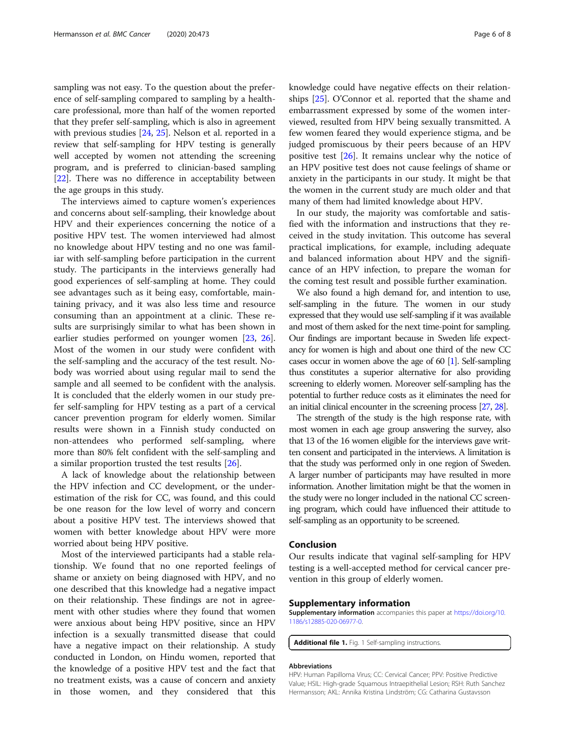sampling was not easy. To the question about the preference of self-sampling compared to sampling by a healthcare professional, more than half of the women reported that they prefer self-sampling, which is also in agreement with previous studies [24, 25]. Nelson et al. reported in a review that self-sampling for HPV testing is generally well accepted by women not attending the screening program, and is preferred to clinician-based sampling [22]. There was no difference in acceptability between the age groups in this study.

The interviews aimed to capture women's experiences and concerns about self-sampling, their knowledge about HPV and their experiences concerning the notice of a positive HPV test. The women interviewed had almost no knowledge about HPV testing and no one was familiar with self-sampling before participation in the current study. The participants in the interviews generally had good experiences of self-sampling at home. They could see advantages such as it being easy, comfortable, maintaining privacy, and it was also less time and resource consuming than an appointment at a clinic. These results are surprisingly similar to what has been shown in earlier studies performed on younger women [23, 26]. Most of the women in our study were confident with the self-sampling and the accuracy of the test result. Nobody was worried about using regular mail to send the sample and all seemed to be confident with the analysis. It is concluded that the elderly women in our study prefer self-sampling for HPV testing as a part of a cervical cancer prevention program for elderly women. Similar results were shown in a Finnish study conducted on non-attendees who performed self-sampling, where more than 80% felt confident with the self-sampling and a similar proportion trusted the test results [26].

A lack of knowledge about the relationship between the HPV infection and CC development, or the underestimation of the risk for CC, was found, and this could be one reason for the low level of worry and concern about a positive HPV test. The interviews showed that women with better knowledge about HPV were more worried about being HPV positive.

Most of the interviewed participants had a stable relationship. We found that no one reported feelings of shame or anxiety on being diagnosed with HPV, and no one described that this knowledge had a negative impact on their relationship. These findings are not in agreement with other studies where they found that women were anxious about being HPV positive, since an HPV infection is a sexually transmitted disease that could have a negative impact on their relationship. A study conducted in London, on Hindu women, reported that the knowledge of a positive HPV test and the fact that no treatment exists, was a cause of concern and anxiety in those women, and they considered that this knowledge could have negative effects on their relationships [25]. O'Connor et al. reported that the shame and embarrassment expressed by some of the women interviewed, resulted from HPV being sexually transmitted. A few women feared they would experience stigma, and be judged promiscuous by their peers because of an HPV positive test [26]. It remains unclear why the notice of an HPV positive test does not cause feelings of shame or anxiety in the participants in our study. It might be that the women in the current study are much older and that many of them had limited knowledge about HPV.

In our study, the majority was comfortable and satisfied with the information and instructions that they received in the study invitation. This outcome has several practical implications, for example, including adequate and balanced information about HPV and the significance of an HPV infection, to prepare the woman for the coming test result and possible further examination.

We also found a high demand for, and intention to use, self-sampling in the future. The women in our study expressed that they would use self-sampling if it was available and most of them asked for the next time-point for sampling. Our findings are important because in Sweden life expectancy for women is high and about one third of the new CC cases occur in women above the age of 60 [1]. Self-sampling thus constitutes a superior alternative for also providing screening to elderly women. Moreover self-sampling has the potential to further reduce costs as it eliminates the need for an initial clinical encounter in the screening process [27, 28].

The strength of the study is the high response rate, with most women in each age group answering the survey, also that 13 of the 16 women eligible for the interviews gave written consent and participated in the interviews. A limitation is that the study was performed only in one region of Sweden. A larger number of participants may have resulted in more information. Another limitation might be that the women in the study were no longer included in the national CC screening program, which could have influenced their attitude to self-sampling as an opportunity to be screened.

## Conclusion

Our results indicate that vaginal self-sampling for HPV testing is a well-accepted method for cervical cancer prevention in this group of elderly women.

## Supplementary information

**Supplementary information** accompanies this paper at https://doi.org/10.1186/s12885-020-06977-0.

**Additional file 1.** Fig. 1 Self-sampling instructions.

#### Abbreviations

HPV: Human Papilloma Virus; CC: Cervical Cancer; PPV: Positive Predictive Value; HSIL: High-grade Squamous Intraepithelial Lesion; RSH: Ruth Sanchez Hermansson; AKL: Annika Kristina Lindström; CG: Catharina Gustavsson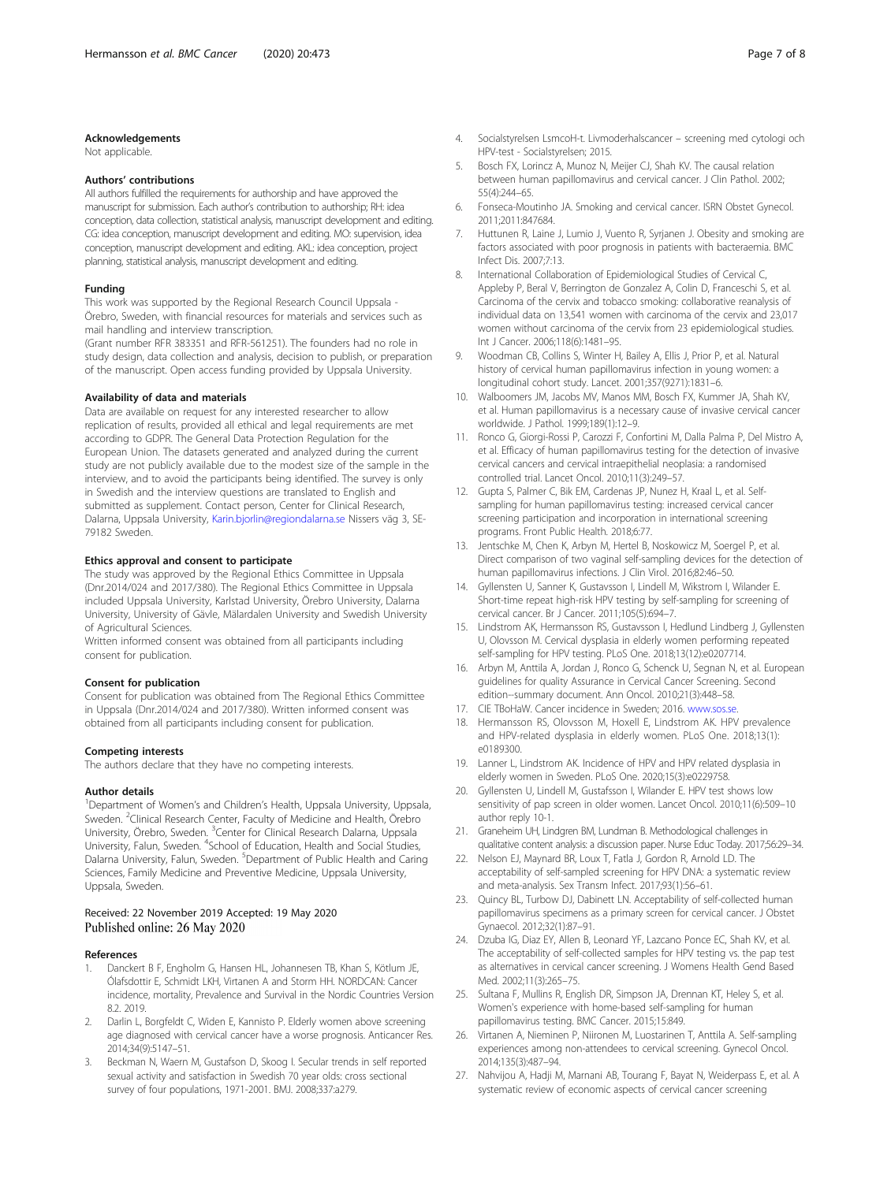### Acknowledgements

Not applicable.

### Authors' contributions

All authors fulfilled the requirements for authorship and have approved the manuscript for submission. Each author's contribution to authorship; RH: idea conception, data collection, statistical analysis, manuscript development and editing. CG: idea conception, manuscript development and editing. MO: supervision, idea conception, manuscript development and editing. AKL: idea conception, project planning, statistical analysis, manuscript development and editing.

### Funding

This work was supported by the Regional Research Council Uppsala - Örebro, Sweden, with financial resources for materials and services such as mail handling and interview transcription.
(Grant number RFR 383351 and RFR-561251). The founders had no role in study design, data collection and analysis, decision to publish, or preparation of the manuscript. Open access funding provided by Uppsala University.

### Availability of data and materials

Data are available on request for any interested researcher to allow replication of results, provided all ethical and legal requirements are met according to GDPR. The General Data Protection Regulation for the European Union. The datasets generated and analyzed during the current study are not publicly available due to the modest size of the sample in the interview, and to avoid the participants being identified. The survey is only in Swedish and the interview questions are translated to English and submitted as supplement. Contact person, Center for Clinical Research, Dalarna, Uppsala University, Karin.bjorlin@regiondalarna.se Nissers väg 3, SE-79182 Sweden.

### Ethics approval and consent to participate

The study was approved by the Regional Ethics Committee in Uppsala (Dnr.2014/024 and 2017/380). The Regional Ethics Committee in Uppsala included Uppsala University, Karlstad University, Örebro University, Dalarna University, University of Gävle, Mälardalen University and Swedish University of Agricultural Sciences.
Written informed consent was obtained from all participants including consent for publication.

### Consent for publication

Consent for publication was obtained from The Regional Ethics Committee in Uppsala (Dnr.2014/024 and 2017/380). Written informed consent was obtained from all participants for publication.

### Competing interests

The authors declare that they have no competing interests.

### Author details

[1]Department of Women's and Children's Health, Uppsala University, Uppsala, Sweden. [2]Clinical Research Center, Faculty of Medicine and Health, Örebro University, Örebro, Sweden. [3]Center for Clinical Research Dalarna, Uppsala University, Falun, Sweden. [4]School of Education, Health and Social Studies, Dalarna University, Falun, Sweden. [5]Department of Public Health and Caring Sciences, Family Medicine and Preventive Medicine, Uppsala University, Uppsala, Sweden.

Received: 22 November 2019 Accepted: 19 May 2020
Published online: 26 May 2020

### References

1. Danckert B F, Engholm G, Hansen HL, Johannesen TB, Khan S, Kötlum JE, Ólafsdottir E, Schmidt LKH, Virtanen A and Storm HH. NORDCAN: Cancer incidence, mortality, Prevalence and Survival in the Nordic Countries Version 8.2. 2019.
2. Darlin L, Borgfeldt C, Widen E, Kannisto P. Elderly women above screening age diagnosed with cervical cancer have a worse prognosis. Anticancer Res. 2014;34(9):5147–51.
3. Beckman N, Waern M, Gustafson D, Skoog I. Secular trends in self reported sexual activity and satisfaction in Swedish 70 year olds: cross sectional survey of four populations, 1971-2001. BMJ. 2008;337:a279.
4. Socialstyrelsen LsmcoH-t. Livmoderhalscancer – screening med cytologi och HPV-test - Socialstyrelsen; 2015.
5. Bosch FX, Lorincz A, Munoz N, Meijer CJ, Shah KV. The causal relation between human papillomavirus and cervical cancer. J Clin Pathol. 2002; 55(4):244–65.
6. Fonseca-Moutinho JA. Smoking and cervical cancer. ISRN Obstet Gynecol. 2011;2011:847684.
7. Huttunen R, Laine J, Lumio J, Vuento R, Syrjanen J. Obesity and smoking are factors associated with poor prognosis in patients with bacteraemia. BMC Infect Dis. 2007;7:13.
8. International Collaboration of Epidemiological Studies of Cervical C, Appleby P, Beral V, Berrington de Gonzalez A, Colin D, Franceschi S, et al. Carcinoma of the cervix and tobacco smoking: collaborative reanalysis of individual data on 13,541 women with carcinoma of the cervix and 23,017 women without carcinoma of the cervix from 23 epidemiological studies. Int J Cancer. 2006;118(6):1481–95.
9. Woodman CB, Collins S, Winter H, Bailey A, Ellis J, Prior P, et al. Natural history of cervical human papillomavirus infection in young women: a longitudinal cohort study. Lancet. 2001;357(9271):1831–6.
10. Walboomers JM, Jacobs MV, Manos MM, Bosch FX, Kummer JA, Shah KV, et al. Human papillomavirus is a necessary cause of invasive cervical cancer worldwide. J Pathol. 1999;189(1):12–9.
11. Ronco G, Giorgi-Rossi P, Carozzi F, Confortini M, Dalla Palma P, Del Mistro A, et al. Efficacy of human papillomavirus testing for the detection of invasive cervical cancers and cervical intraepithelial neoplasia: a randomised controlled trial. Lancet Oncol. 2010;11(3):249–57.
12. Gupta S, Palmer C, Bik EM, Cardenas JP, Nunez H, Kraal L, et al. Self-sampling for human papillomavirus testing: increased cervical cancer screening participation and incorporation in international screening programs. Front Public Health. 2018;6:77.
13. Jentschke M, Chen K, Arbyn M, Hertel B, Noskowicz M, Soergel P, et al. Direct comparison of two vaginal self-sampling devices for the detection of human papillomavirus infections. J Clin Virol. 2016;82:46–50.
14. Gyllensten U, Sanner K, Gustavsson I, Lindell M, Wikstrom I, Wilander E. Short-time repeat high-risk HPV testing by self-sampling for screening of cervical cancer. Br J Cancer. 2011;105(5):694–7.
15. Lindstrom AK, Hermansson RS, Gustavsson I, Hedlund Lindberg J, Gyllensten U, Olovsson M. Cervical dysplasia in elderly women performing repeated self-sampling for HPV testing. PLoS One. 2018;13(12):e0207714.
16. Arbyn M, Anttila A, Jordan J, Ronco G, Schenck U, Segnan N, et al. European guidelines for quality Assurance in Cervical Cancer Screening. Second edition--summary document. Ann Oncol. 2010;21(3):448–58.
17. CIE TBoHaW. Cancer incidence in Sweden; 2016. www.sos.se.
18. Hermansson RS, Olovsson M, Hoxell E, Lindstrom AK. HPV prevalence and HPV-related dysplasia in elderly women. PLoS One. 2018;13(1): e0189300.
19. Lanner L, Lindstrom AK. Incidence of HPV and HPV related dysplasia in elderly women in Sweden. PLoS One. 2020;15(3):e0229758.
20. Gyllensten U, Lindell M, Gustafsson I, Wilander E. HPV test shows low sensitivity of pap screen in older women. Lancet Oncol. 2010;11(6):509–10 author reply 10-1.
21. Graneheim UH, Lindgren BM, Lundman B. Methodological challenges in qualitative content analysis: a discussion paper. Nurse Educ Today. 2017;56:29–34.
22. Nelson EJ, Maynard BR, Loux T, Fatla J, Gordon R, Arnold LD. The acceptability of self-sampled screening for HPV DNA: a systematic review and meta-analysis. Sex Transm Infect. 2017;93(1):56–61.
23. Quincy BL, Turbow DJ, Dabinett LN. Acceptability of self-collected human papillomavirus specimens as a primary screen for cervical cancer. J Obstet Gynaecol. 2012;32(1):87–91.
24. Dzuba IG, Diaz EY, Allen B, Leonard YF, Lazcano Ponce EC, Shah KV, et al. The acceptability of self-collected samples for HPV testing vs. the pap test as alternatives in cervical cancer screening. J Womens Health Gend Based Med. 2002;11(3):265–75.
25. Sultana F, Mullins R, English DR, Simpson JA, Drennan KT, Heley S, et al. Women's experience with home-based self-sampling for human papillomavirus testing. BMC Cancer. 2015;15:849.
26. Virtanen A, Nieminen P, Niironen M, Luostarinen T, Anttila A. Self-sampling experiences among non-attendees to cervical screening. Gynecol Oncol. 2014;135(3):487–94.
27. Nahvijou A, Hadji M, Marnani AB, Tourang F, Bayat N, Weiderpass E, et al. A systematic review of economic aspects of cervical cancer screening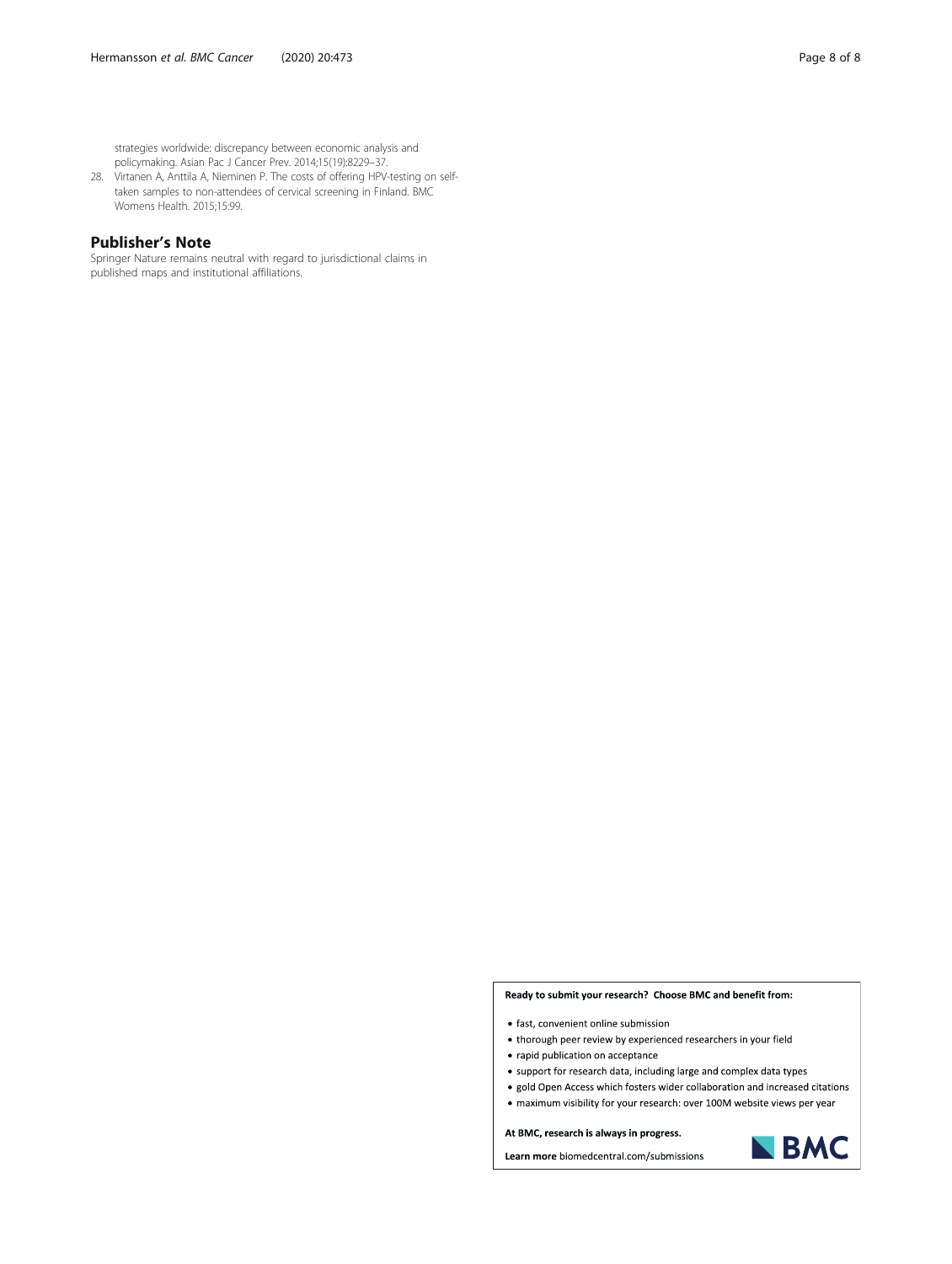strategies worldwide: discrepancy between economic analysis and policymaking. Asian Pac J Cancer Prev. 2014;15(19):8229–37.

28. Virtanen A, Anttila A, Nieminen P. The costs of offering HPV-testing on self-taken samples to non-attendees of cervical screening in Finland. BMC Womens Health. 2015;15:99.

## Publisher's Note

Springer Nature remains neutral with regard to jurisdictional claims in published maps and institutional affiliations.

**Ready to submit your research? Choose BMC and benefit from:**

- fast, convenient online submission
- thorough peer review by experienced researchers in your field
- rapid publication on acceptance
- support for research data, including large and complex data types
- gold Open Access which fosters wider collaboration and increased citations
- maximum visibility for your research: over 100M website views per year

**At BMC, research is always in progress.**

**Learn more** biomedcentral.com/submissions

BMC